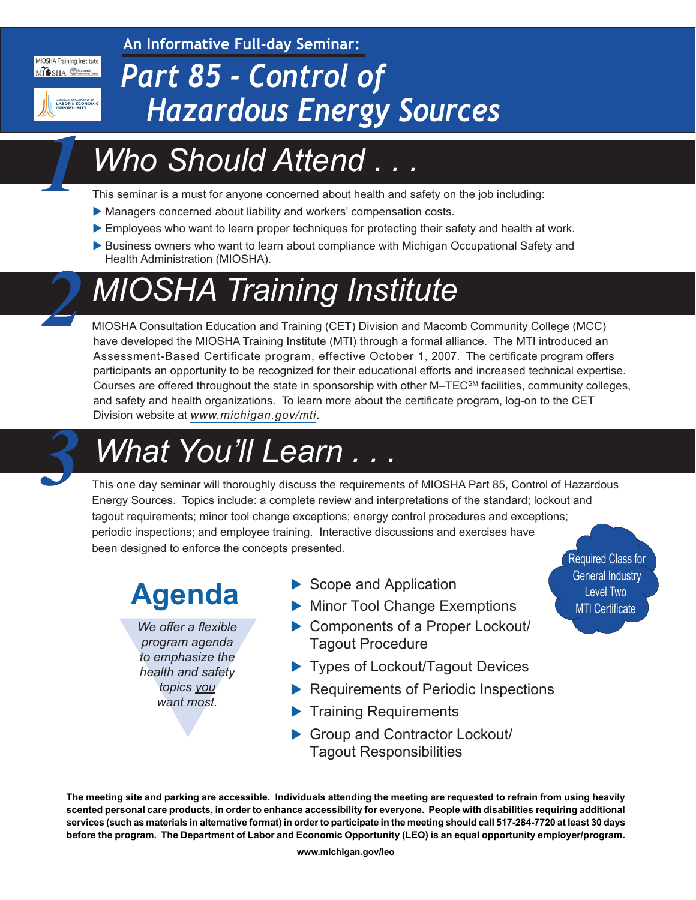An Informative Full-day Seminar:

# Part 85 - Control of Hazardous Energy Sources

## 1 Who Should Attend . . .

This seminar is a must for anyone concerned about health and safety on the job including:

- Managers concerned about liability and workers' compensation costs.
- Employees who want to learn proper techniques for protecting their safety and health at work.
- Business owners who want to learn about compliance with Michigan Occupational Safety and Health Administration (MIOSHA).

## 2 MIOSHA Training Institute

MIOSHA Consultation Education and Training (CET) Division and Macomb Community College (MCC) have developed the MIOSHA Training Institute (MTI) through a formal alliance. The MTI introduced an Assessment-Based Certificate program, effective October 1, 2007. The certificate program offers participants an opportunity to be recognized for their educational efforts and increased technical expertise. Courses are offered throughout the state in sponsorship with other M–TEC[SM] facilities, community colleges, and safety and health organizations. To learn more about the certificate program, log-on to the CET Division website at *www.michigan.gov/mti*.

## 3 What You'll Learn . . .

This one day seminar will thoroughly discuss the requirements of MIOSHA Part 85, Control of Hazardous Energy Sources. Topics include: a complete review and interpretations of the standard; lockout and tagout requirements; minor tool change exceptions; energy control procedures and exceptions; periodic inspections; and employee training. Interactive discussions and exercises have been designed to enforce the concepts presented.

Required Class for General Industry Level Two MTI Certificate

## Agenda

*We offer a flexible program agenda to emphasize the health and safety topics you want most.*

- Scope and Application
- Minor Tool Change Exemptions
- Components of a Proper Lockout/ Tagout Procedure
- Types of Lockout/Tagout Devices
- Requirements of Periodic Inspections
- Training Requirements
- Group and Contractor Lockout/ Tagout Responsibilities

**The meeting site and parking are accessible. Individuals attending the meeting are requested to refrain from using heavily scented personal care products, in order to enhance accessibility for everyone. People with disabilities requiring additional services (such as materials in alternative format) in order to participate in the meeting should call 517-284-7720 at least 30 days before the program. The Department of Labor and Economic Opportunity (LEO) is an equal opportunity employer/program.**

**www.michigan.gov/leo**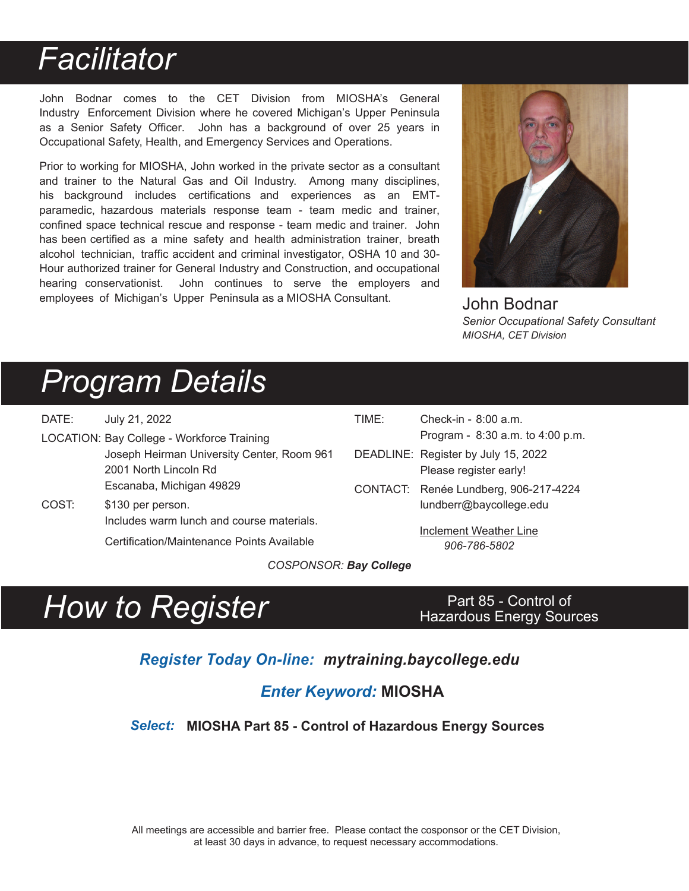# Facilitator

John Bodnar comes to the CET Division from MIOSHA's General Industry Enforcement Division where he covered Michigan's Upper Peninsula as a Senior Safety Officer. John has a background of over 25 years in Occupational Safety, Health, and Emergency Services and Operations.

Prior to working for MIOSHA, John worked in the private sector as a consultant and trainer to the Natural Gas and Oil Industry. Among many disciplines, his background includes certifications and experiences as an EMT-paramedic, hazardous materials response team - team medic and trainer, confined space technical rescue and response - team medic and trainer. John has been certified as a mine safety and health administration trainer, breath alcohol technician, traffic accident and criminal investigator, OSHA 10 and 30-Hour authorized trainer for General Industry and Construction, and occupational hearing conservationist. John continues to serve the employers and employees of Michigan's Upper Peninsula as a MIOSHA Consultant.

John Bodnar
*Senior Occupational Safety Consultant*
*MIOSHA, CET Division*

# Program Details

DATE: July 21, 2022

LOCATION: Bay College - Workforce Training
Joseph Heirman University Center, Room 961
2001 North Lincoln Rd
Escanaba, Michigan 49829

COST: $130 per person.
Includes warm lunch and course materials.

Certification/Maintenance Points Available

TIME: Check-in - 8:00 a.m.
Program - 8:30 a.m. to 4:00 p.m.

DEADLINE: Register by July 15, 2022
Please register early!

CONTACT: Renée Lundberg, 906-217-4224
lundberr@baycollege.edu

Inclement Weather Line
*906-786-5802*

*COSPONSOR:* ***Bay College***

# How to Register

Part 85 - Control of Hazardous Energy Sources

***Register Today On-line:*** ***mytraining.baycollege.edu***

***Enter Keyword:*** **MIOSHA**

***Select:*** **MIOSHA Part 85 - Control of Hazardous Energy Sources**

All meetings are accessible and barrier free. Please contact the cosponsor or the CET Division, at least 30 days in advance, to request necessary accommodations.